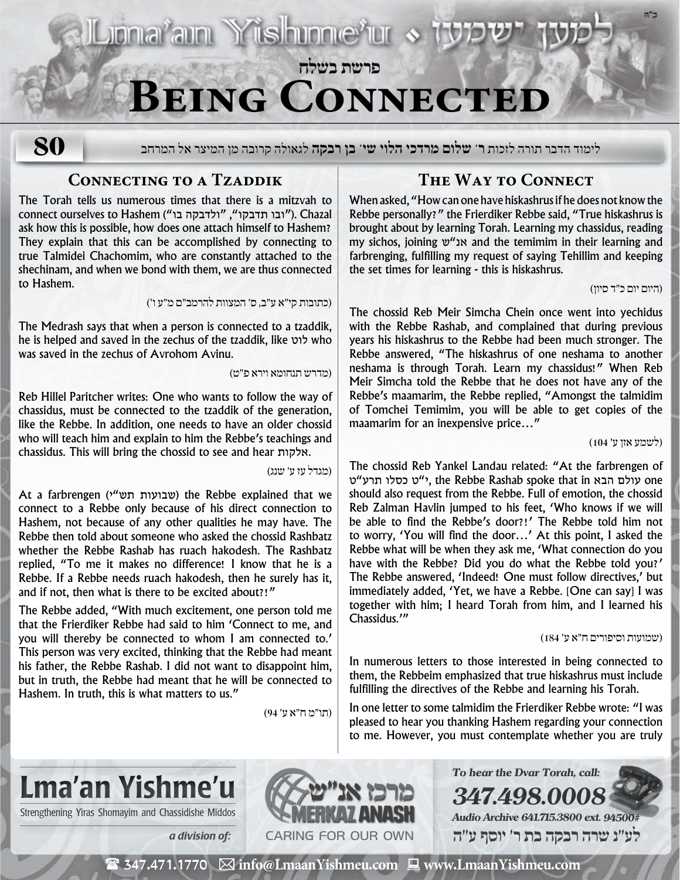# פרשת בשלח

# Being Connected

80

לימוד הדבר תורה לזכות ר' **שלום מרדכי הלוי שי' בן רבקה** לגאולה קרובה מן המיצר אל המרחב

## Connecting to a Tzaddik

The Torah tells us numerous times that there is a mitzvah to connect ourselves to Hashem ("ובו תדבקו", "ולדבקה בו"). Chazal ask how this is possible, how does one attach himself to Hashem? They explain that this can be accomplished by connecting to true Talmidei Chachomim, who are constantly attached to the shechinam, and when we bond with them, we are thus connected to Hashem.

(כתובות קי"א ע"ב, ס' המצוות להרמב"ם מ"ע ו')

The Medrash says that when a person is connected to a tzaddik, he is helped and saved in the zechus of the tzaddik, like לוט who was saved in the zechus of Avrohom Avinu.

(מדרש תנחומא וירא פ"ט)

Reb Hillel Paritcher writes: One who wants to follow the way of chassidus, must be connected to the tzaddik of the generation, like the Rebbe. In addition, one needs to have an older chossid who will teach him and explain to him the Rebbe's teachings and chassidus. This will bring the chossid to see and hear אלקות.

(מגדל עוז ע' שנג)

At a farbrengen (שבועות תש"י) the Rebbe explained that we connect to a Rebbe only because of his direct connection to Hashem, not because of any other qualities he may have. The Rebbe then told about someone who asked the chossid Rashbatz whether the Rebbe Rashab has ruach hakodesh. The Rashbatz replied, "To me it makes no difference! I know that he is a Rebbe. If a Rebbe needs ruach hakodesh, then he surely has it, and if not, then what is there to be excited about?!"

The Rebbe added, "With much excitement, one person told me that the Frierdiker Rebbe had said to him 'Connect to me, and you will thereby be connected to whom I am connected to.' This person was very excited, thinking that the Rebbe had meant his father, the Rebbe Rashab. I did not want to disappoint him, but in truth, the Rebbe had meant that he will be connected to Hashem. In truth, this is what matters to us."

(תו"מ ח"א ע' 94)

## The Way to Connect

When asked, "How can one have hiskashrus if he does not know the Rebbe personally?" the Frierdiker Rebbe said, "True hiskashrus is brought about by learning Torah. Learning my chassidus, reading my sichos, joining אנ"ש and the temimim in their learning and farbrenging, fulfilling my request of saying Tehillim and keeping the set times for learning - this is hiskashrus.

(היום יום כ"ד סיון)

The chossid Reb Meir Simcha Chein once went into yechidus with the Rebbe Rashab, and complained that during previous years his hiskashrus to the Rebbe had been much stronger. The Rebbe answered, "The hiskashrus of one neshama to another neshama is through Torah. Learn my chassidus!" When Reb Meir Simcha told the Rebbe that he does not have any of the Rebbe's maamarim, the Rebbe replied, "Amongst the talmidim of Tomchei Temimim, you will be able to get copies of the maamarim for an inexpensive price…"

(לשמע אזן ע' 104)

The chossid Reb Yankel Landau related: "At the farbrengen of י"ט כסלו תרע"ט, the Rebbe Rashab spoke that in עולם הבא one should also request from the Rebbe. Full of emotion, the chossid Reb Zalman Havlin jumped to his feet, 'Who knows if we will be able to find the Rebbe's door?!' The Rebbe told him not to worry, 'You will find the door…' At this point, I asked the Rebbe what will be when they ask me, 'What connection do you have with the Rebbe? Did you do what the Rebbe told you?' The Rebbe answered, 'Indeed! One must follow directives,' but immediately added, 'Yet, we have a Rebbe. [One can say] I was together with him; I heard Torah from him, and I learned his Chassidus.'"

(שמועות וסיפורים ח"א ע' 184)

In numerous letters to those interested in being connected to them, the Rebbeim emphasized that true hiskashrus must include fulfilling the directives of the Rebbe and learning his Torah.

In one letter to some talmidim the Frierdiker Rebbe wrote: "I was pleased to hear you thanking Hashem regarding your connection to me. However, you must contemplate whether you are truly

**Lma'an Yishme'u**
Strengthening Yiras Shomayim and Chassidishe Middos

*a division of:* מרכז אנ"ש MERKAZ ANASH — CARING FOR OUR OWN

*To hear the Dvar Torah, call:* **347.498.0008**
*Audio Archive 641.715.3800 ext. 94500#*
לע"נ שרה רבקה בת ר' יוסף ע"ה

347.471.1770 | info@LmaanYishmeu.com | www.LmaanYishmeu.com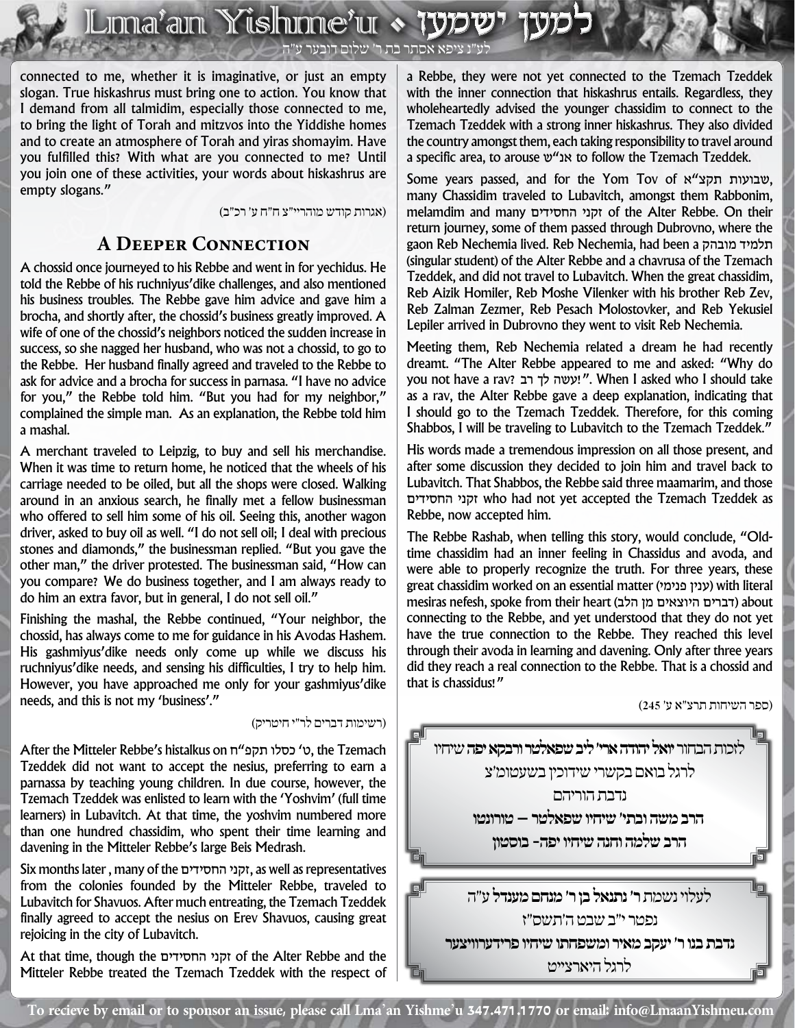connected to me, whether it is imaginative, or just an empty slogan. True hiskashrus must bring one to action. You know that I demand from all talmidim, especially those connected to me, to bring the light of Torah and mitzvos into the Yiddishe homes and to create an atmosphere of Torah and yiras shomayim. Have you fulfilled this? With what are you connected to me? Until you join one of these activities, your words about hiskashrus are empty slogans."

(אגרות קודש מוהריי"צ ח"ח ע' רכ"ב)

## A Deeper Connection

A chossid once journeyed to his Rebbe and went in for yechidus. He told the Rebbe of his ruchniyus'dike challenges, and also mentioned his business troubles. The Rebbe gave him advice and gave him a brocha, and shortly after, the chossid's business greatly improved. A wife of one of the chossid's neighbors noticed the sudden increase in success, so she nagged her husband, who was not a chossid, to go to the Rebbe. Her husband finally agreed and traveled to the Rebbe to ask for advice and a brocha for success in parnasa. "I have no advice for you," the Rebbe told him. "But you had for my neighbor," complained the simple man. As an explanation, the Rebbe told him a mashal.

A merchant traveled to Leipzig, to buy and sell his merchandise. When it was time to return home, he noticed that the wheels of his carriage needed to be oiled, but all the shops were closed. Walking around in an anxious search, he finally met a fellow businessman who offered to sell him some of his oil. Seeing this, another wagon driver, asked to buy oil as well. "I do not sell oil; I deal with precious stones and diamonds," the businessman replied. "But you gave the other man," the driver protested. The businessman said, "How can you compare? We do business together, and I am always ready to do him an extra favor, but in general, I do not sell oil."

Finishing the mashal, the Rebbe continued, "Your neighbor, the chossid, has always come to me for guidance in his Avodas Hashem. His gashmiyus'dike needs only come up while we discuss his ruchniyus'dike needs, and sensing his difficulties, I try to help him. However, you have approached me only for your gashmiyus'dike needs, and this is not my 'business'."

(רשימות דברים לר"י חיטריק)

After the Mitteler Rebbe's histalkus on ט' כסלו תקפ"ח, the Tzemach Tzeddek did not want to accept the nesius, preferring to earn a parnassa by teaching young children. In due course, however, the Tzemach Tzeddek was enlisted to learn with the 'Yoshvim' (full time learners) in Lubavitch. At that time, the yoshvim numbered more than one hundred chassidim, who spent their time learning and davening in the Mitteler Rebbe's large Beis Medrash.

Six months later, many of the זקני החסידים, as well as representatives from the colonies founded by the Mitteler Rebbe, traveled to Lubavitch for Shavuos. After much entreating, the Tzemach Tzeddek finally agreed to accept the nesius on Erev Shavuos, causing great rejoicing in the city of Lubavitch.

At that time, though the זקני החסידים of the Alter Rebbe and the Mitteler Rebbe treated the Tzemach Tzeddek with the respect of a Rebbe, they were not yet connected to the Tzemach Tzeddek with the inner connection that hiskashrus entails. Regardless, they wholeheartedly advised the younger chassidim to connect to the Tzemach Tzeddek with a strong inner hiskashrus. They also divided the country amongst them, each taking responsibility to travel around a specific area, to arouse אנ"ש to follow the Tzemach Tzeddek.

Some years passed, and for the Yom Tov of שבועות תקצ"א, many Chassidim traveled to Lubavitch, amongst them Rabbonim, melamdim and many זקני החסידים of the Alter Rebbe. On their return journey, some of them passed through Dubrovno, where the gaon Reb Nechemia lived. Reb Nechemia, had been a תלמיד מובהק (singular student) of the Alter Rebbe and a chavrusa of the Tzemach Tzeddek, and did not travel to Lubavitch. When the great chassidim, Reb Aizik Homiler, Reb Moshe Vilenker with his brother Reb Zev, Reb Zalman Zezmer, Reb Pesach Molostovker, and Reb Yekusiel Lepiler arrived in Dubrovno they went to visit Reb Nechemia.

Meeting them, Reb Nechemia related a dream he had recently dreamt. "The Alter Rebbe appeared to me and asked: "Why do you not have a rav? עשה לך רב!". When I asked who I should take as a rav, the Alter Rebbe gave a deep explanation, indicating that I should go to the Tzemach Tzeddek. Therefore, for this coming Shabbos, I will be traveling to Lubavitch to the Tzemach Tzeddek."

His words made a tremendous impression on all those present, and after some discussion they decided to join him and travel back to Lubavitch. That Shabbos, the Rebbe said three maamarim, and those זקני החסידים who had not yet accepted the Tzemach Tzeddek as Rebbe, now accepted him.

The Rebbe Rashab, when telling this story, would conclude, "Old-time chassidim had an inner feeling in Chassidus and avoda, and were able to properly recognize the truth. For three years, these great chassidim worked on an essential matter (ענין פנימי) with literal mesiras nefesh, spoke from their heart (דברים היוצאים מן הלב) about connecting to the Rebbe, and yet understood that they do not yet have the true connection to the Rebbe. They reached this level through their avoda in learning and davening. Only after three years did they reach a real connection to the Rebbe. That is a chossid and that is chassidus!"

(ספר השיחות תרצ"א ע' 245)

לזכות הבחור **יואל יהודה ארי' ליב שפאלטר ורבקא יפה** שיחיו
לרגל בואם בקשרי שידוכין בשעטומ"צ
נדבת הוריהם
**הרב משה ובתי' שיחיו שפאלטר – טורונטו**
**הרב שלמה והנה שיחיו יפה- בוסטון**

לעלוי נשמת ר' נתנאל בן ר' מנחם מענדל ע"ה
נפטר י"ב שבט ה'תשס"ז
**נדבת בנו ר' יעקב מאיר ומשפחתו שיחיו פרידערוויצער**
לרגל היארצייט

To recieve by email or to sponsor an issue, please call Lma'an Yishme'u 347.471.1770 or email: info@LmaanYishmeu.com